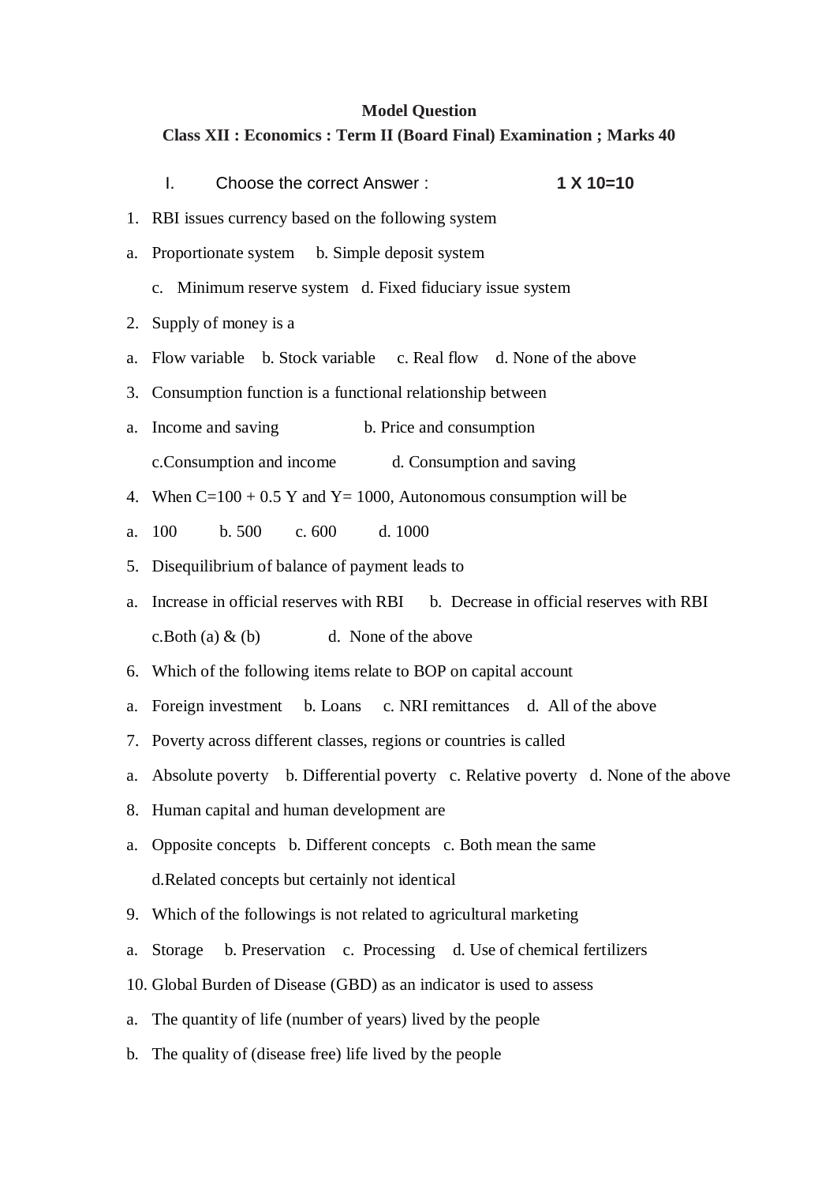**Model Question**

**Class XII : Economics : Term II (Board Final) Examination ; Marks 40**

I. Choose the correct Answer : **1 X 10=10**

1. RBI issues currency based on the following system

a. Proportionate system b. Simple deposit system

c. Minimum reserve system d. Fixed fiduciary issue system

2. Supply of money is a

a. Flow variable b. Stock variable c. Real flow d. None of the above

3. Consumption function is a functional relationship between

a. Income and saving b. Price and consumption

c.Consumption and income d. Consumption and saving

4. When C=100 + 0.5 Y and Y= 1000, Autonomous consumption will be

a. 100 b. 500 c. 600 d. 1000

5. Disequilibrium of balance of payment leads to

a. Increase in official reserves with RBI b. Decrease in official reserves with RBI

c.Both (a) & (b) d. None of the above

6. Which of the following items relate to BOP on capital account

a. Foreign investment b. Loans c. NRI remittances d. All of the above

7. Poverty across different classes, regions or countries is called

a. Absolute poverty b. Differential poverty c. Relative poverty d. None of the above

8. Human capital and human development are

a. Opposite concepts b. Different concepts c. Both mean the same

d.Related concepts but certainly not identical

9. Which of the followings is not related to agricultural marketing

a. Storage b. Preservation c. Processing d. Use of chemical fertilizers

10. Global Burden of Disease (GBD) as an indicator is used to assess

a. The quantity of life (number of years) lived by the people

b. The quality of (disease free) life lived by the people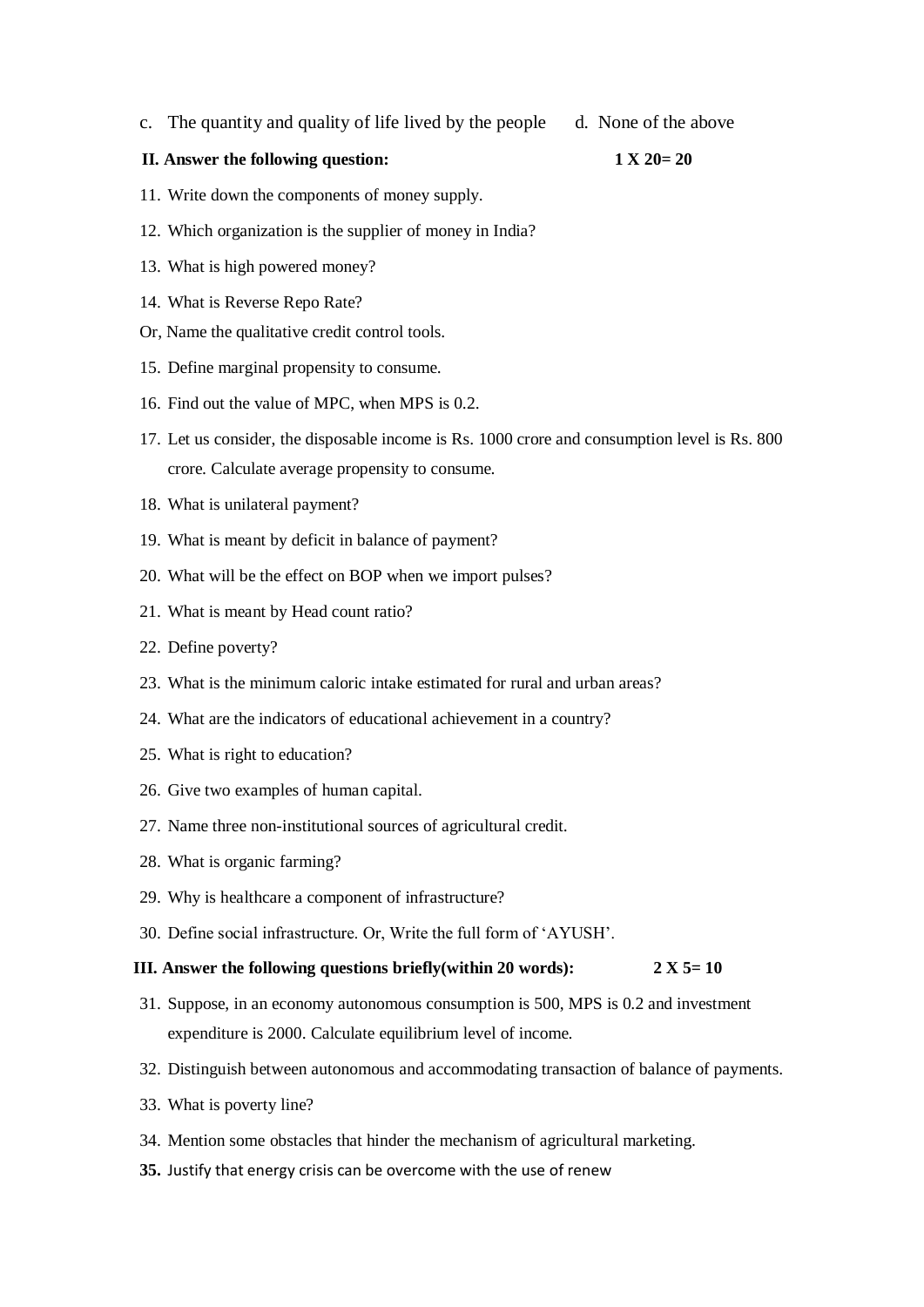c. The quantity and quality of life lived by the people    d. None of the above

**II. Answer the following question: 1 X 20= 20**

11. Write down the components of money supply.
12. Which organization is the supplier of money in India?
13. What is high powered money?
14. What is Reverse Repo Rate?

Or, Name the qualitative credit control tools.

15. Define marginal propensity to consume.
16. Find out the value of MPC, when MPS is 0.2.
17. Let us consider, the disposable income is Rs. 1000 crore and consumption level is Rs. 800 crore. Calculate average propensity to consume.
18. What is unilateral payment?
19. What is meant by deficit in balance of payment?
20. What will be the effect on BOP when we import pulses?
21. What is meant by Head count ratio?
22. Define poverty?
23. What is the minimum caloric intake estimated for rural and urban areas?
24. What are the indicators of educational achievement in a country?
25. What is right to education?
26. Give two examples of human capital.
27. Name three non-institutional sources of agricultural credit.
28. What is organic farming?
29. Why is healthcare a component of infrastructure?
30. Define social infrastructure. Or, Write the full form of 'AYUSH'.

**III. Answer the following questions briefly(within 20 words): 2 X 5= 10**

31. Suppose, in an economy autonomous consumption is 500, MPS is 0.2 and investment expenditure is 2000. Calculate equilibrium level of income.
32. Distinguish between autonomous and accommodating transaction of balance of payments.
33. What is poverty line?
34. Mention some obstacles that hinder the mechanism of agricultural marketing.
35. Justify that energy crisis can be overcome with the use of renew